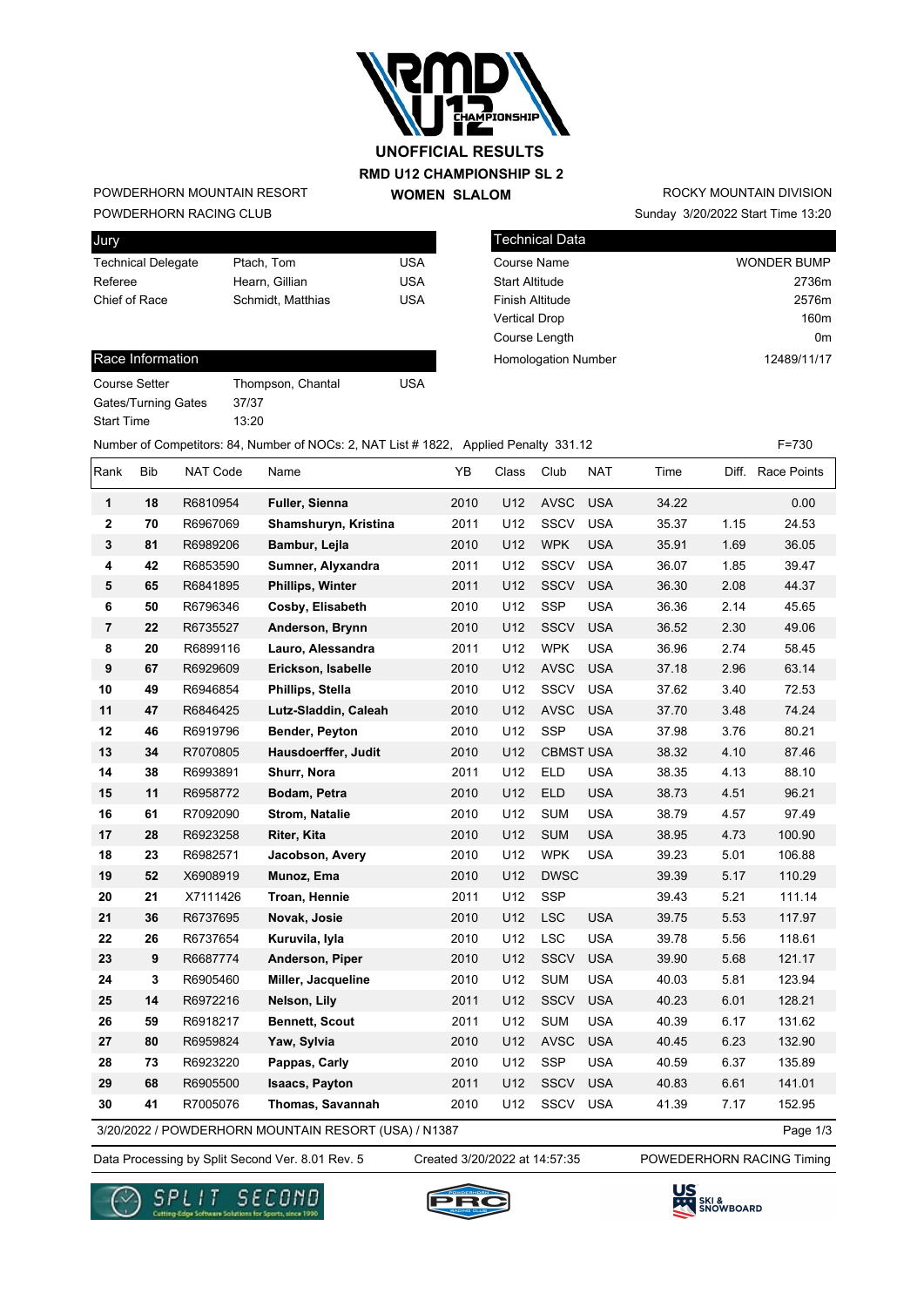# UNOFFICIAL RESULTS
## RMD U12 CHAMPIONSHIP SL 2
### WOMEN SLALOM

POWDERHORN MOUNTAIN RESORT
POWDERHORN RACING CLUB

ROCKY MOUNTAIN DIVISION
Sunday 3/20/2022 Start Time 13:20

| Jury | | |
|---|---|---|
| Technical Delegate | Ptach, Tom | USA |
| Referee | Hearn, Gillian | USA |
| Chief of Race | Schmidt, Matthias | USA |

| Technical Data | |
|---|---|
| Course Name | WONDER BUMP |
| Start Altitude | 2736m |
| Finish Altitude | 2576m |
| Vertical Drop | 160m |
| Course Length | 0m |
| Homologation Number | 12489/11/17 |

| Race Information | | |
|---|---|---|
| Course Setter | Thompson, Chantal | USA |
| Gates/Turning Gates | 37/37 | |
| Start Time | 13:20 | |

Number of Competitors: 84, Number of NOCs: 2, NAT List # 1822, Applied Penalty 331.12 F=730

| Rank | Bib | NAT Code | Name | YB | Class | Club | NAT | Time | Diff. | Race Points |
|---|---|---|---|---|---|---|---|---|---|---|
| 1 | 18 | R6810954 | **Fuller, Sienna** | 2010 | U12 | AVSC | USA | 34.22 | | 0.00 |
| 2 | 70 | R6967069 | **Shamshuryn, Kristina** | 2011 | U12 | SSCV | USA | 35.37 | 1.15 | 24.53 |
| 3 | 81 | R6989206 | **Bambur, Lejla** | 2010 | U12 | WPK | USA | 35.91 | 1.69 | 36.05 |
| 4 | 42 | R6853590 | **Sumner, Alyxandra** | 2011 | U12 | SSCV | USA | 36.07 | 1.85 | 39.47 |
| 5 | 65 | R6841895 | **Phillips, Winter** | 2011 | U12 | SSCV | USA | 36.30 | 2.08 | 44.37 |
| 6 | 50 | R6796346 | **Cosby, Elisabeth** | 2010 | U12 | SSP | USA | 36.36 | 2.14 | 45.65 |
| 7 | 22 | R6735527 | **Anderson, Brynn** | 2010 | U12 | SSCV | USA | 36.52 | 2.30 | 49.06 |
| 8 | 20 | R6899116 | **Lauro, Alessandra** | 2011 | U12 | WPK | USA | 36.96 | 2.74 | 58.45 |
| 9 | 67 | R6929609 | **Erickson, Isabelle** | 2010 | U12 | AVSC | USA | 37.18 | 2.96 | 63.14 |
| 10 | 49 | R6946854 | **Phillips, Stella** | 2010 | U12 | SSCV | USA | 37.62 | 3.40 | 72.53 |
| 11 | 47 | R6846425 | **Lutz-Sladdin, Caleah** | 2010 | U12 | AVSC | USA | 37.70 | 3.48 | 74.24 |
| 12 | 46 | R6919796 | **Bender, Peyton** | 2010 | U12 | SSP | USA | 37.98 | 3.76 | 80.21 |
| 13 | 34 | R7070805 | **Hausdoerffer, Judit** | 2010 | U12 | CBMST | USA | 38.32 | 4.10 | 87.46 |
| 14 | 38 | R6993891 | **Shurr, Nora** | 2011 | U12 | ELD | USA | 38.35 | 4.13 | 88.10 |
| 15 | 11 | R6958772 | **Bodam, Petra** | 2010 | U12 | ELD | USA | 38.73 | 4.51 | 96.21 |
| 16 | 61 | R7092090 | **Strom, Natalie** | 2010 | U12 | SUM | USA | 38.79 | 4.57 | 97.49 |
| 17 | 28 | R6923258 | **Riter, Kita** | 2010 | U12 | SUM | USA | 38.95 | 4.73 | 100.90 |
| 18 | 23 | R6982571 | **Jacobson, Avery** | 2010 | U12 | WPK | USA | 39.23 | 5.01 | 106.88 |
| 19 | 52 | X6908919 | **Munoz, Ema** | 2010 | U12 | DWSC | | 39.39 | 5.17 | 110.29 |
| 20 | 21 | X7111426 | **Troan, Hennie** | 2011 | U12 | SSP | | 39.43 | 5.21 | 111.14 |
| 21 | 36 | R6737695 | **Novak, Josie** | 2010 | U12 | LSC | USA | 39.75 | 5.53 | 117.97 |
| 22 | 26 | R6737654 | **Kuruvila, Iyla** | 2010 | U12 | LSC | USA | 39.78 | 5.56 | 118.61 |
| 23 | 9 | R6687774 | **Anderson, Piper** | 2010 | U12 | SSCV | USA | 39.90 | 5.68 | 121.17 |
| 24 | 3 | R6905460 | **Miller, Jacqueline** | 2010 | U12 | SUM | USA | 40.03 | 5.81 | 123.94 |
| 25 | 14 | R6972216 | **Nelson, Lily** | 2011 | U12 | SSCV | USA | 40.23 | 6.01 | 128.21 |
| 26 | 59 | R6918217 | **Bennett, Scout** | 2011 | U12 | SUM | USA | 40.39 | 6.17 | 131.62 |
| 27 | 80 | R6959824 | **Yaw, Sylvia** | 2010 | U12 | AVSC | USA | 40.45 | 6.23 | 132.90 |
| 28 | 73 | R6923220 | **Pappas, Carly** | 2010 | U12 | SSP | USA | 40.59 | 6.37 | 135.89 |
| 29 | 68 | R6905500 | **Isaacs, Payton** | 2011 | U12 | SSCV | USA | 40.83 | 6.61 | 141.01 |
| 30 | 41 | R7005076 | **Thomas, Savannah** | 2010 | U12 | SSCV | USA | 41.39 | 7.17 | 152.95 |

3/20/2022 / POWDERHORN MOUNTAIN RESORT (USA) / N1387

Data Processing by Split Second Ver. 8.01 Rev. 5 Created 3/20/2022 at 14:57:35 POWEDERHORN RACING Timing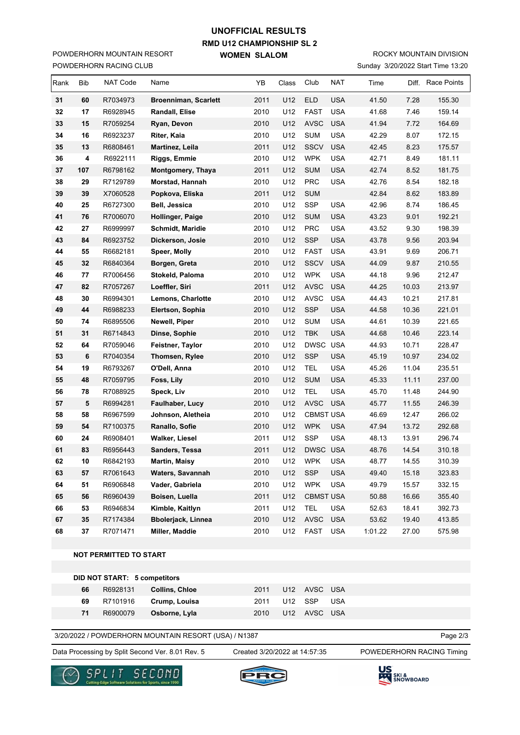# UNOFFICIAL RESULTS

## RMD U12 CHAMPIONSHIP SL 2

## WOMEN SLALOM

POWDERHORN MOUNTAIN RESORT
POWDERHORN RACING CLUB

ROCKY MOUNTAIN DIVISION
Sunday 3/20/2022 Start Time 13:20

| Rank | Bib | NAT Code | Name | YB | Class | Club | NAT | Time | Diff. | Race Points |
|---|---|---|---|---|---|---|---|---|---|---|
| 31 | 60 | R7034973 | **Broenniman, Scarlett** | 2011 | U12 | ELD | USA | 41.50 | 7.28 | 155.30 |
| 32 | 17 | R6928945 | **Randall, Elise** | 2010 | U12 | FAST | USA | 41.68 | 7.46 | 159.14 |
| 33 | 15 | R7059254 | **Ryan, Devon** | 2010 | U12 | AVSC | USA | 41.94 | 7.72 | 164.69 |
| 34 | 16 | R6923237 | **Riter, Kaia** | 2010 | U12 | SUM | USA | 42.29 | 8.07 | 172.15 |
| 35 | 13 | R6808461 | **Martinez, Leila** | 2011 | U12 | SSCV | USA | 42.45 | 8.23 | 175.57 |
| 36 | 4 | R6922111 | **Riggs, Emmie** | 2010 | U12 | WPK | USA | 42.71 | 8.49 | 181.11 |
| 37 | 107 | R6798162 | **Montgomery, Thaya** | 2011 | U12 | SUM | USA | 42.74 | 8.52 | 181.75 |
| 38 | 29 | R7129789 | **Morstad, Hannah** | 2010 | U12 | PRC | USA | 42.76 | 8.54 | 182.18 |
| 39 | 39 | X7060528 | **Popkova, Eliska** | 2011 | U12 | SUM | | 42.84 | 8.62 | 183.89 |
| 40 | 25 | R6727300 | **Bell, Jessica** | 2010 | U12 | SSP | USA | 42.96 | 8.74 | 186.45 |
| 41 | 76 | R7006070 | **Hollinger, Paige** | 2010 | U12 | SUM | USA | 43.23 | 9.01 | 192.21 |
| 42 | 27 | R6999997 | **Schmidt, Maridie** | 2010 | U12 | PRC | USA | 43.52 | 9.30 | 198.39 |
| 43 | 84 | R6923752 | **Dickerson, Josie** | 2010 | U12 | SSP | USA | 43.78 | 9.56 | 203.94 |
| 44 | 55 | R6682181 | **Speer, Molly** | 2010 | U12 | FAST | USA | 43.91 | 9.69 | 206.71 |
| 45 | 32 | R6840364 | **Borgen, Greta** | 2010 | U12 | SSCV | USA | 44.09 | 9.87 | 210.55 |
| 46 | 77 | R7006456 | **Stokeld, Paloma** | 2010 | U12 | WPK | USA | 44.18 | 9.96 | 212.47 |
| 47 | 82 | R7057267 | **Loeffler, Siri** | 2011 | U12 | AVSC | USA | 44.25 | 10.03 | 213.97 |
| 48 | 30 | R6994301 | **Lemons, Charlotte** | 2010 | U12 | AVSC | USA | 44.43 | 10.21 | 217.81 |
| 49 | 44 | R6988233 | **Elertson, Sophia** | 2010 | U12 | SSP | USA | 44.58 | 10.36 | 221.01 |
| 50 | 74 | R6895506 | **Newell, Piper** | 2010 | U12 | SUM | USA | 44.61 | 10.39 | 221.65 |
| 51 | 31 | R6714843 | **Dinse, Sophie** | 2010 | U12 | TBK | USA | 44.68 | 10.46 | 223.14 |
| 52 | 64 | R7059046 | **Feistner, Taylor** | 2010 | U12 | DWSC | USA | 44.93 | 10.71 | 228.47 |
| 53 | 6 | R7040354 | **Thomsen, Rylee** | 2010 | U12 | SSP | USA | 45.19 | 10.97 | 234.02 |
| 54 | 19 | R6793267 | **O'Dell, Anna** | 2010 | U12 | TEL | USA | 45.26 | 11.04 | 235.51 |
| 55 | 48 | R7059795 | **Foss, Lily** | 2010 | U12 | SUM | USA | 45.33 | 11.11 | 237.00 |
| 56 | 78 | R7088925 | **Speck, Liv** | 2010 | U12 | TEL | USA | 45.70 | 11.48 | 244.90 |
| 57 | 5 | R6994281 | **Faulhaber, Lucy** | 2010 | U12 | AVSC | USA | 45.77 | 11.55 | 246.39 |
| 58 | 58 | R6967599 | **Johnson, Aletheia** | 2010 | U12 | CBMST | USA | 46.69 | 12.47 | 266.02 |
| 59 | 54 | R7100375 | **Ranallo, Sofie** | 2010 | U12 | WPK | USA | 47.94 | 13.72 | 292.68 |
| 60 | 24 | R6908401 | **Walker, Liesel** | 2011 | U12 | SSP | USA | 48.13 | 13.91 | 296.74 |
| 61 | 83 | R6956443 | **Sanders, Tessa** | 2011 | U12 | DWSC | USA | 48.76 | 14.54 | 310.18 |
| 62 | 10 | R6842193 | **Martin, Maisy** | 2010 | U12 | WPK | USA | 48.77 | 14.55 | 310.39 |
| 63 | 57 | R7061643 | **Waters, Savannah** | 2010 | U12 | SSP | USA | 49.40 | 15.18 | 323.83 |
| 64 | 51 | R6906848 | **Vader, Gabriela** | 2010 | U12 | WPK | USA | 49.79 | 15.57 | 332.15 |
| 65 | 56 | R6960439 | **Boisen, Luella** | 2011 | U12 | CBMST | USA | 50.88 | 16.66 | 355.40 |
| 66 | 53 | R6946834 | **Kimble, Kaitlyn** | 2011 | U12 | TEL | USA | 52.63 | 18.41 | 392.73 |
| 67 | 35 | R7174384 | **Bbolerjack, Linnea** | 2010 | U12 | AVSC | USA | 53.62 | 19.40 | 413.85 |
| 68 | 37 | R7071471 | **Miller, Maddie** | 2010 | U12 | FAST | USA | 1:01.22 | 27.00 | 575.98 |

**NOT PERMITTED TO START**

**DID NOT START: 5 competitors**

| Bib | NAT Code | Name | YB | Class | Club | NAT |
|---|---|---|---|---|---|---|
| 66 | R6928131 | **Collins, Chloe** | 2011 | U12 | AVSC | USA |
| 69 | R7101916 | **Crump, Louisa** | 2011 | U12 | SSP | USA |
| 71 | R6900079 | **Osborne, Lyla** | 2010 | U12 | AVSC | USA |

3/20/2022 / POWDERHORN MOUNTAIN RESORT (USA) / N1387

Data Processing by Split Second Ver. 8.01 Rev. 5 | Created 3/20/2022 at 14:57:35 | POWDERHORN RACING Timing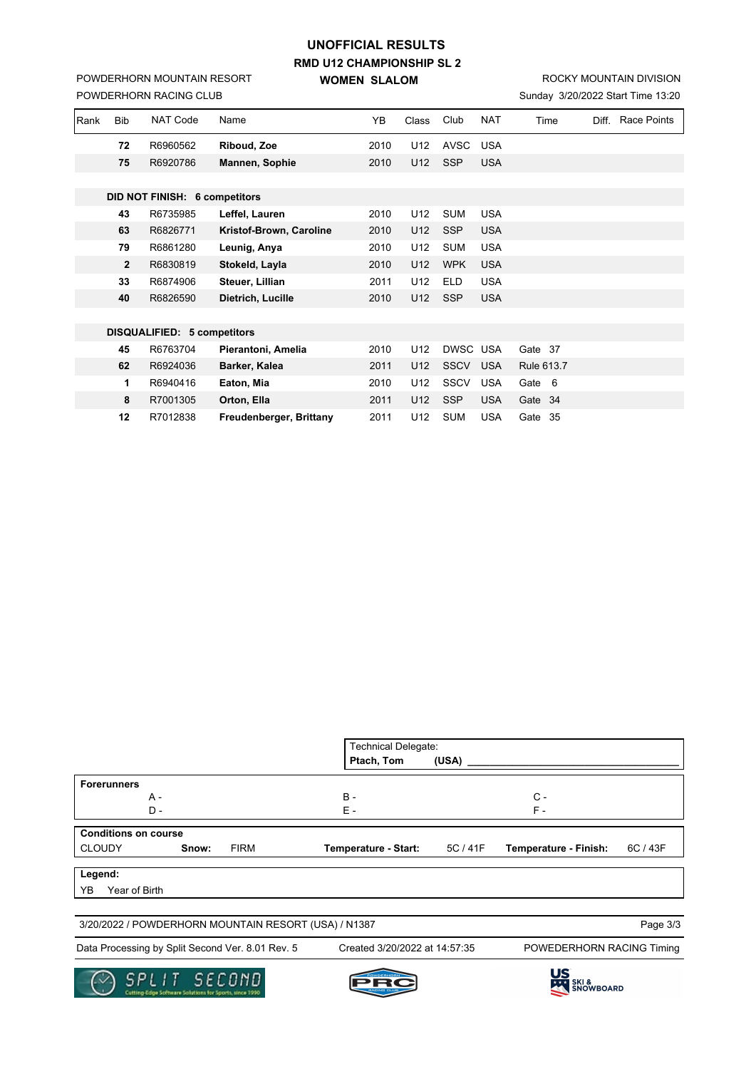# UNOFFICIAL RESULTS

## RMD U12 CHAMPIONSHIP SL 2

### WOMEN SLALOM

POWDERHORN MOUNTAIN RESORT
POWDERHORN RACING CLUB

ROCKY MOUNTAIN DIVISION
Sunday 3/20/2022 Start Time 13:20

| Rank | Bib | NAT Code | Name | YB | Class | Club | NAT | Time | Diff. | Race Points |
|---|---|---|---|---|---|---|---|---|---|---|
| | **72** | R6960562 | **Riboud, Zoe** | 2010 | U12 | AVSC | USA | | | |
| | **75** | R6920786 | **Mannen, Sophie** | 2010 | U12 | SSP | USA | | | |
| | **DID NOT FINISH: 6 competitors** | | | | | | | | | |
| | **43** | R6735985 | **Leffel, Lauren** | 2010 | U12 | SUM | USA | | | |
| | **63** | R6826771 | **Kristof-Brown, Caroline** | 2010 | U12 | SSP | USA | | | |
| | **79** | R6861280 | **Leunig, Anya** | 2010 | U12 | SUM | USA | | | |
| | **2** | R6830819 | **Stokeld, Layla** | 2010 | U12 | WPK | USA | | | |
| | **33** | R6874906 | **Steuer, Lillian** | 2011 | U12 | ELD | USA | | | |
| | **40** | R6826590 | **Dietrich, Lucille** | 2010 | U12 | SSP | USA | | | |
| | **DISQUALIFIED: 5 competitors** | | | | | | | | | |
| | **45** | R6763704 | **Pierantoni, Amelia** | 2010 | U12 | DWSC | USA | Gate 37 | | |
| | **62** | R6924036 | **Barker, Kalea** | 2011 | U12 | SSCV | USA | Rule 613.7 | | |
| | **1** | R6940416 | **Eaton, Mia** | 2010 | U12 | SSCV | USA | Gate 6 | | |
| | **8** | R7001305 | **Orton, Ella** | 2011 | U12 | SSP | USA | Gate 34 | | |
| | **12** | R7012838 | **Freudenberger, Brittany** | 2011 | U12 | SUM | USA | Gate 35 | | |

Technical Delegate:
**Ptach, Tom** **(USA)** ____________________

**Forerunners**

A -
D -
B -
E -
C -
F -

**Conditions on course**

CLOUDY **Snow:** FIRM **Temperature - Start:** 5C / 41F **Temperature - Finish:** 6C / 43F

**Legend:**

YB Year of Birth

3/20/2022 / POWDERHORN MOUNTAIN RESORT (USA) / N1387

Data Processing by Split Second Ver. 8.01 Rev. 5 Created 3/20/2022 at 14:57:35 POWEDERHORN RACING Timing